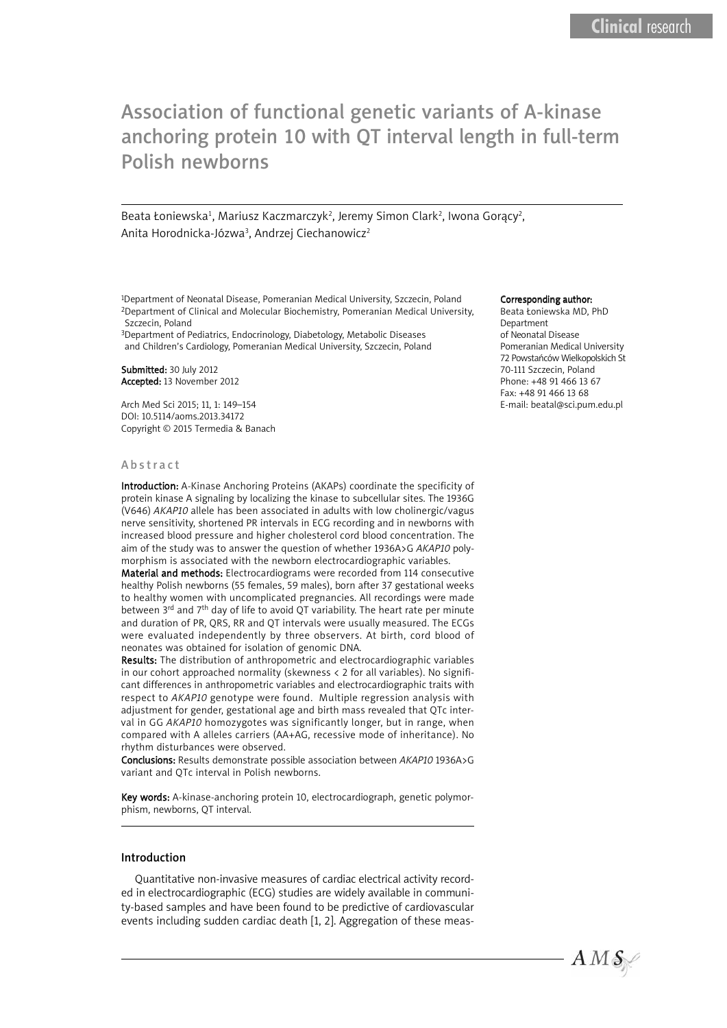Clinical research

# Association of functional genetic variants of A-kinase anchoring protein 10 with QT interval length in full-term Polish newborns

Beata Łoniewska[1], Mariusz Kaczmarczyk[2], Jeremy Simon Clark[2], Iwona Gorący[2], Anita Horodnicka-Józwa[3], Andrzej Ciechanowicz[2]

[1]Department of Neonatal Disease, Pomeranian Medical University, Szczecin, Poland
[2]Department of Clinical and Molecular Biochemistry, Pomeranian Medical University, Szczecin, Poland
[3]Department of Pediatrics, Endocrinology, Diabetology, Metabolic Diseases and Children's Cardiology, Pomeranian Medical University, Szczecin, Poland

**Submitted:** 30 July 2012
**Accepted:** 13 November 2012

Arch Med Sci 2015; 11, 1: 149–154
DOI: 10.5114/aoms.2013.34172
Copyright © 2015 Termedia & Banach

**Corresponding author:**
Beata Łoniewska MD, PhD
Department
of Neonatal Disease
Pomeranian Medical University
72 Powstańców Wielkopolskich St
70-111 Szczecin, Poland
Phone: +48 91 466 13 67
Fax: +48 91 466 13 68
E-mail: beatal@sci.pum.edu.pl

## Abstract

**Introduction:** A-Kinase Anchoring Proteins (AKAPs) coordinate the specificity of protein kinase A signaling by localizing the kinase to subcellular sites. The 1936G (V646) *AKAP10* allele has been associated in adults with low cholinergic/vagus nerve sensitivity, shortened PR intervals in ECG recording and in newborns with increased blood pressure and higher cholesterol cord blood concentration. The aim of the study was to answer the question of whether 1936A>G *AKAP10* polymorphism is associated with the newborn electrocardiographic variables.

**Material and methods:** Electrocardiograms were recorded from 114 consecutive healthy Polish newborns (55 females, 59 males), born after 37 gestational weeks to healthy women with uncomplicated pregnancies. All recordings were made between 3[rd] and 7[th] day of life to avoid QT variability. The heart rate per minute and duration of PR, QRS, RR and QT intervals were usually measured. The ECGs were evaluated independently by three observers. At birth, cord blood of neonates was obtained for isolation of genomic DNA.

**Results:** The distribution of anthropometric and electrocardiographic variables in our cohort approached normality (skewness < 2 for all variables). No significant differences in anthropometric variables and electrocardiographic traits with respect to *AKAP10* genotype were found. Multiple regression analysis with adjustment for gender, gestational age and birth mass revealed that QTc interval in GG *AKAP10* homozygotes was significantly longer, but in range, when compared with A alleles carriers (AA+AG, recessive mode of inheritance). No rhythm disturbances were observed.

**Conclusions:** Results demonstrate possible association between *AKAP10* 1936A>G variant and QTc interval in Polish newborns.

**Key words:** A-kinase-anchoring protein 10, electrocardiograph, genetic polymorphism, newborns, QT interval.

## Introduction

Quantitative non-invasive measures of cardiac electrical activity recorded in electrocardiographic (ECG) studies are widely available in community-based samples and have been found to be predictive of cardiovascular events including sudden cardiac death [1, 2]. Aggregation of these meas-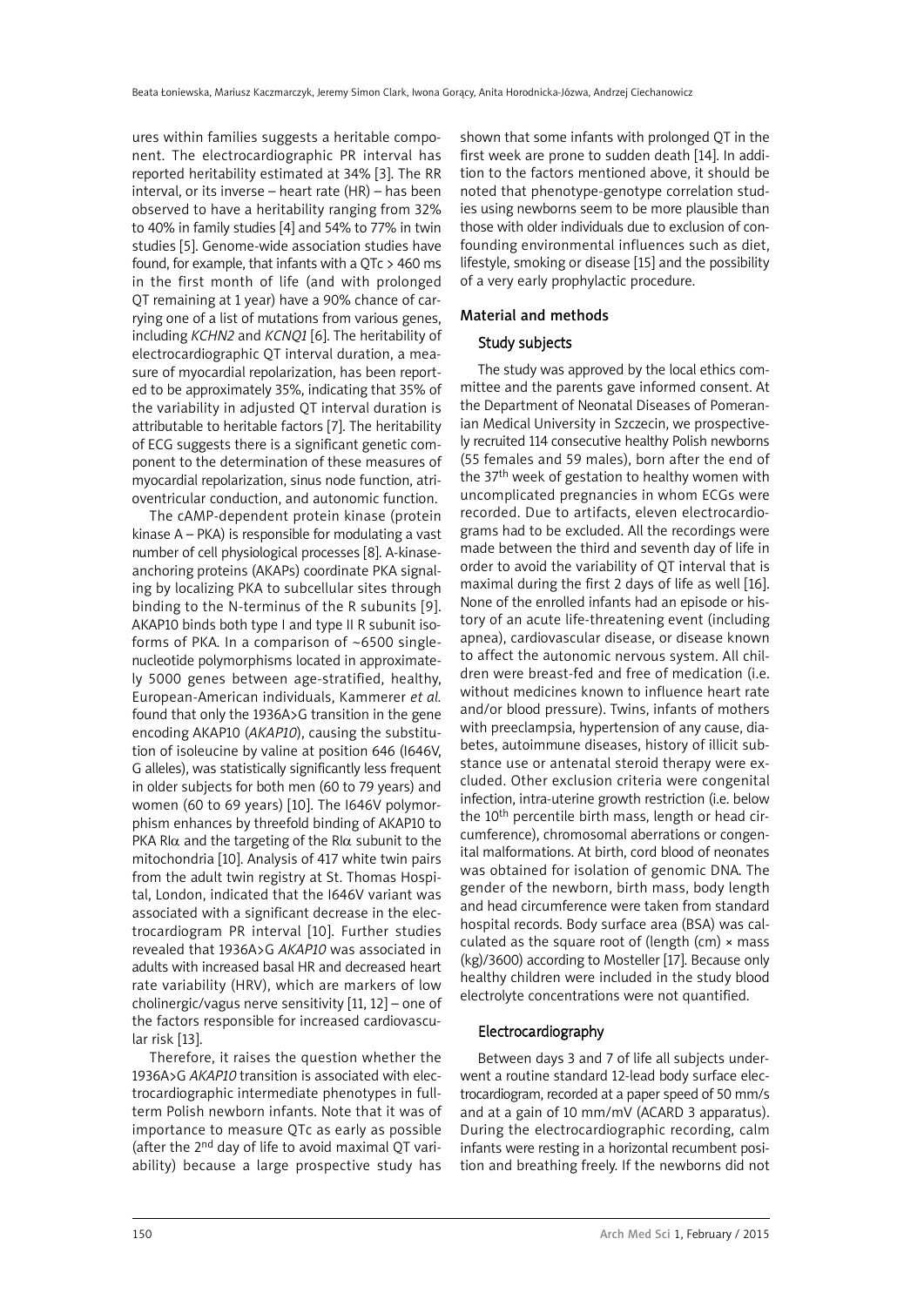ures within families suggests a heritable component. The electrocardiographic PR interval has reported heritability estimated at 34% [3]. The RR interval, or its inverse – heart rate (HR) – has been observed to have a heritability ranging from 32% to 40% in family studies [4] and 54% to 77% in twin studies [5]. Genome-wide association studies have found, for example, that infants with a QTc > 460 ms in the first month of life (and with prolonged QT remaining at 1 year) have a 90% chance of carrying one of a list of mutations from various genes, including *KCHN2* and *KCNQ1* [6]. The heritability of electrocardiographic QT interval duration, a measure of myocardial repolarization, has been reported to be approximately 35%, indicating that 35% of the variability in adjusted QT interval duration is attributable to heritable factors [7]. The heritability of ECG suggests there is a significant genetic component to the determination of these measures of myocardial repolarization, sinus node function, atrioventricular conduction, and autonomic function.

The cAMP-dependent protein kinase (protein kinase A – PKA) is responsible for modulating a vast number of cell physiological processes [8]. A-kinase-anchoring proteins (AKAPs) coordinate PKA signaling by localizing PKA to subcellular sites through binding to the N-terminus of the R subunits [9]. AKAP10 binds both type I and type II R subunit isoforms of PKA. In a comparison of ~6500 single-nucleotide polymorphisms located in approximately 5000 genes between age-stratified, healthy, European-American individuals, Kammerer *et al.* found that only the 1936A>G transition in the gene encoding AKAP10 (*AKAP10*), causing the substitution of isoleucine by valine at position 646 (I646V, G alleles), was statistically significantly less frequent in older subjects for both men (60 to 79 years) and women (60 to 69 years) [10]. The I646V polymorphism enhances by threefold binding of AKAP10 to PKA RIα and the targeting of the RIα subunit to the mitochondria [10]. Analysis of 417 white twin pairs from the adult twin registry at St. Thomas Hospital, London, indicated that the I646V variant was associated with a significant decrease in the electrocardiogram PR interval [10]. Further studies revealed that 1936A>G *AKAP10* was associated in adults with increased basal HR and decreased heart rate variability (HRV), which are markers of low cholinergic/vagus nerve sensitivity [11, 12] – one of the factors responsible for increased cardiovascular risk [13].

Therefore, it raises the question whether the 1936A>G *AKAP10* transition is associated with electrocardiographic intermediate phenotypes in full-term Polish newborn infants. Note that it was of importance to measure QTc as early as possible (after the 2[nd] day of life to avoid maximal QT variability) because a large prospective study has shown that some infants with prolonged QT in the first week are prone to sudden death [14]. In addition to the factors mentioned above, it should be noted that phenotype-genotype correlation studies using newborns seem to be more plausible than those with older individuals due to exclusion of confounding environmental influences such as diet, lifestyle, smoking or disease [15] and the possibility of a very early prophylactic procedure.

## Material and methods

### Study subjects

The study was approved by the local ethics committee and the parents gave informed consent. At the Department of Neonatal Diseases of Pomeranian Medical University in Szczecin, we prospectively recruited 114 consecutive healthy Polish newborns (55 females and 59 males), born after the end of the 37[th] week of gestation to healthy women with uncomplicated pregnancies in whom ECGs were recorded. Due to artifacts, eleven electrocardiograms had to be excluded. All the recordings were made between the third and seventh day of life in order to avoid the variability of QT interval that is maximal during the first 2 days of life as well [16]. None of the enrolled infants had an episode or history of an acute life-threatening event (including apnea), cardiovascular disease, or disease known to affect the autonomic nervous system. All children were breast-fed and free of medication (i.e. without medicines known to influence heart rate and/or blood pressure). Twins, infants of mothers with preeclampsia, hypertension of any cause, diabetes, autoimmune diseases, history of illicit substance use or antenatal steroid therapy were excluded. Other exclusion criteria were congenital infection, intra-uterine growth restriction (i.e. below the 10[th] percentile birth mass, length or head circumference), chromosomal aberrations or congenital malformations. At birth, cord blood of neonates was obtained for isolation of genomic DNA. The gender of the newborn, birth mass, body length and head circumference were taken from standard hospital records. Body surface area (BSA) was calculated as the square root of (length (cm) × mass (kg)/3600) according to Mosteller [17]. Because only healthy children were included in the study blood electrolyte concentrations were not quantified.

### Electrocardiography

Between days 3 and 7 of life all subjects underwent a routine standard 12-lead body surface electrocardiogram, recorded at a paper speed of 50 mm/s and at a gain of 10 mm/mV (ACARD 3 apparatus). During the electrocardiographic recording, calm infants were resting in a horizontal recumbent position and breathing freely. If the newborns did not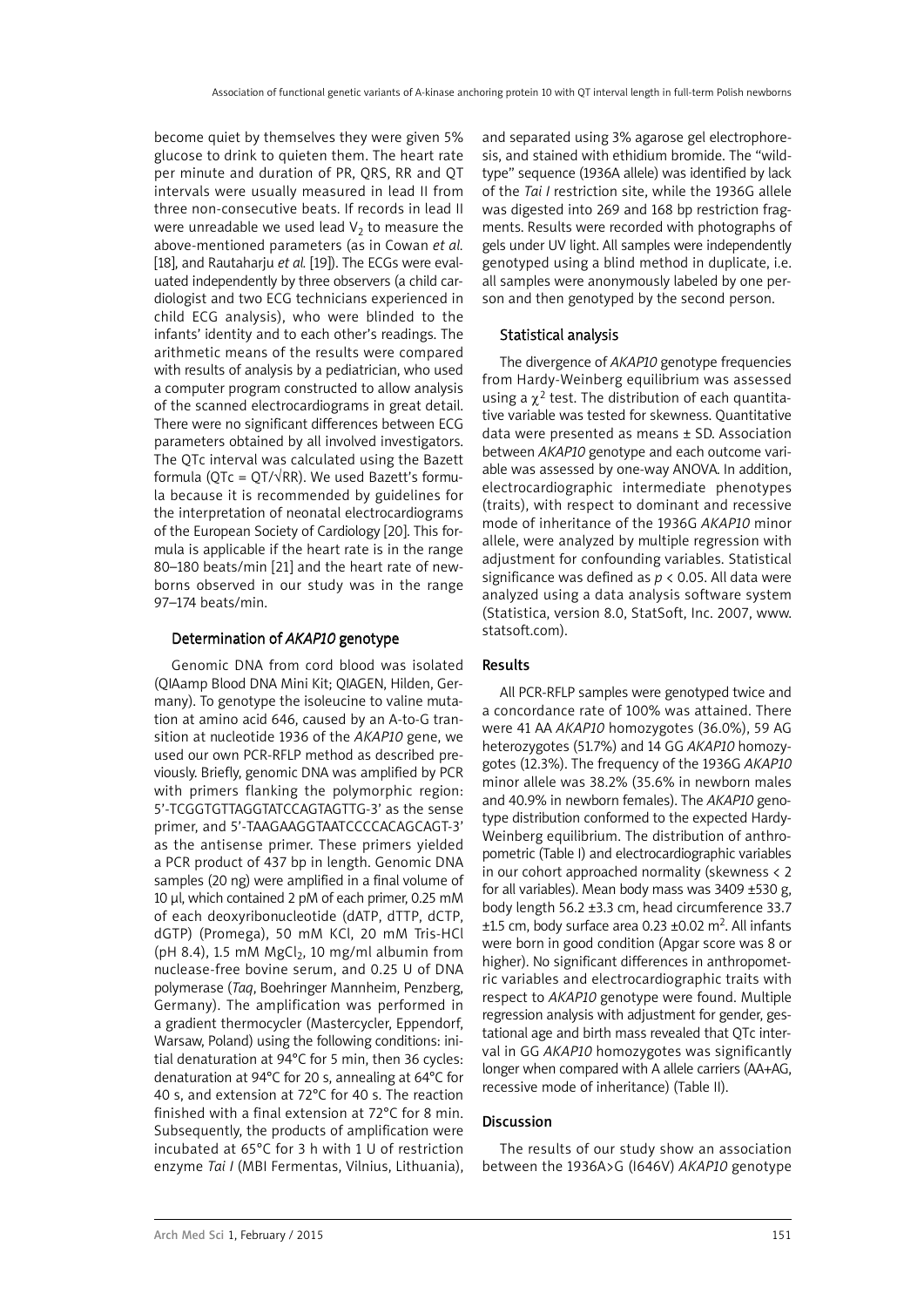become quiet by themselves they were given 5% glucose to drink to quieten them. The heart rate per minute and duration of PR, QRS, RR and QT intervals were usually measured in lead II from three non-consecutive beats. If records in lead II were unreadable we used lead $V_2$ to measure the above-mentioned parameters (as in Cowan *et al.* [18], and Rautaharju *et al.* [19]). The ECGs were evaluated independently by three observers (a child cardiologist and two ECG technicians experienced in child ECG analysis), who were blinded to the infants' identity and to each other's readings. The arithmetic means of the results were compared with results of analysis by a pediatrician, who used a computer program constructed to allow analysis of the scanned electrocardiograms in great detail. There were no significant differences between ECG parameters obtained by all involved investigators. The QTc interval was calculated using the Bazett formula ($QTc = QT/\sqrt{RR}$). We used Bazett's formula because it is recommended by guidelines for the interpretation of neonatal electrocardiograms of the European Society of Cardiology [20]. This formula is applicable if the heart rate is in the range 80–180 beats/min [21] and the heart rate of newborns observed in our study was in the range 97–174 beats/min.

### Determination of *AKAP10* genotype

Genomic DNA from cord blood was isolated (QIAamp Blood DNA Mini Kit; QIAGEN, Hilden, Germany). To genotype the isoleucine to valine mutation at amino acid 646, caused by an A-to-G transition at nucleotide 1936 of the *AKAP10* gene, we used our own PCR-RFLP method as described previously. Briefly, genomic DNA was amplified by PCR with primers flanking the polymorphic region: 5'-TCGGTGTTAGGTATCCAGTAGTTG-3' as the sense primer, and 5'-TAAGAAGGTAATCCCCACAGCAGT-3' as the antisense primer. These primers yielded a PCR product of 437 bp in length. Genomic DNA samples (20 ng) were amplified in a final volume of 10 μl, which contained 2 pM of each primer, 0.25 mM of each deoxyribonucleotide (dATP, dTTP, dCTP, dGTP) (Promega), 50 mM KCl, 20 mM Tris-HCl (pH 8.4), 1.5 mM $MgCl_2$, 10 mg/ml albumin from nuclease-free bovine serum, and 0.25 U of DNA polymerase (*Taq*, Boehringer Mannheim, Penzberg, Germany). The amplification was performed in a gradient thermocycler (Mastercycler, Eppendorf, Warsaw, Poland) using the following conditions: initial denaturation at 94°C for 5 min, then 36 cycles: denaturation at 94°C for 20 s, annealing at 64°C for 40 s, and extension at 72°C for 40 s. The reaction finished with a final extension at 72°C for 8 min. Subsequently, the products of amplification were incubated at 65°C for 3 h with 1 U of restriction enzyme *Tai I* (MBI Fermentas, Vilnius, Lithuania), and separated using 3% agarose gel electrophoresis, and stained with ethidium bromide. The "wild-type" sequence (1936A allele) was identified by lack of the *Tai I* restriction site, while the 1936G allele was digested into 269 and 168 bp restriction fragments. Results were recorded with photographs of gels under UV light. All samples were independently genotyped using a blind method in duplicate, i.e. all samples were anonymously labeled by one person and then genotyped by the second person.

### Statistical analysis

The divergence of *AKAP10* genotype frequencies from Hardy-Weinberg equilibrium was assessed using a $\chi^2$ test. The distribution of each quantitative variable was tested for skewness. Quantitative data were presented as means ± SD. Association between *AKAP10* genotype and each outcome variable was assessed by one-way ANOVA. In addition, electrocardiographic intermediate phenotypes (traits), with respect to dominant and recessive mode of inheritance of the 1936G *AKAP10* minor allele, were analyzed by multiple regression with adjustment for confounding variables. Statistical significance was defined as $p < 0.05$. All data were analyzed using a data analysis software system (Statistica, version 8.0, StatSoft, Inc. 2007, www.statsoft.com).

## Results

All PCR-RFLP samples were genotyped twice and a concordance rate of 100% was attained. There were 41 AA *AKAP10* homozygotes (36.0%), 59 AG heterozygotes (51.7%) and 14 GG *AKAP10* homozygotes (12.3%). The frequency of the 1936G *AKAP10* minor allele was 38.2% (35.6% in newborn males and 40.9% in newborn females). The *AKAP10* genotype distribution conformed to the expected Hardy-Weinberg equilibrium. The distribution of anthropometric (Table I) and electrocardiographic variables in our cohort approached normality (skewness < 2 for all variables). Mean body mass was 3409 ±530 g, body length 56.2 ±3.3 cm, head circumference 33.7 ±1.5 cm, body surface area 0.23 ±0.02 $m^2$. All infants were born in good condition (Apgar score was 8 or higher). No significant differences in anthropometric variables and electrocardiographic traits with respect to *AKAP10* genotype were found. Multiple regression analysis with adjustment for gender, gestational age and birth mass revealed that QTc interval in GG *AKAP10* homozygotes was significantly longer when compared with A allele carriers (AA+AG, recessive mode of inheritance) (Table II).

## Discussion

The results of our study show an association between the 1936A>G (I646V) *AKAP10* genotype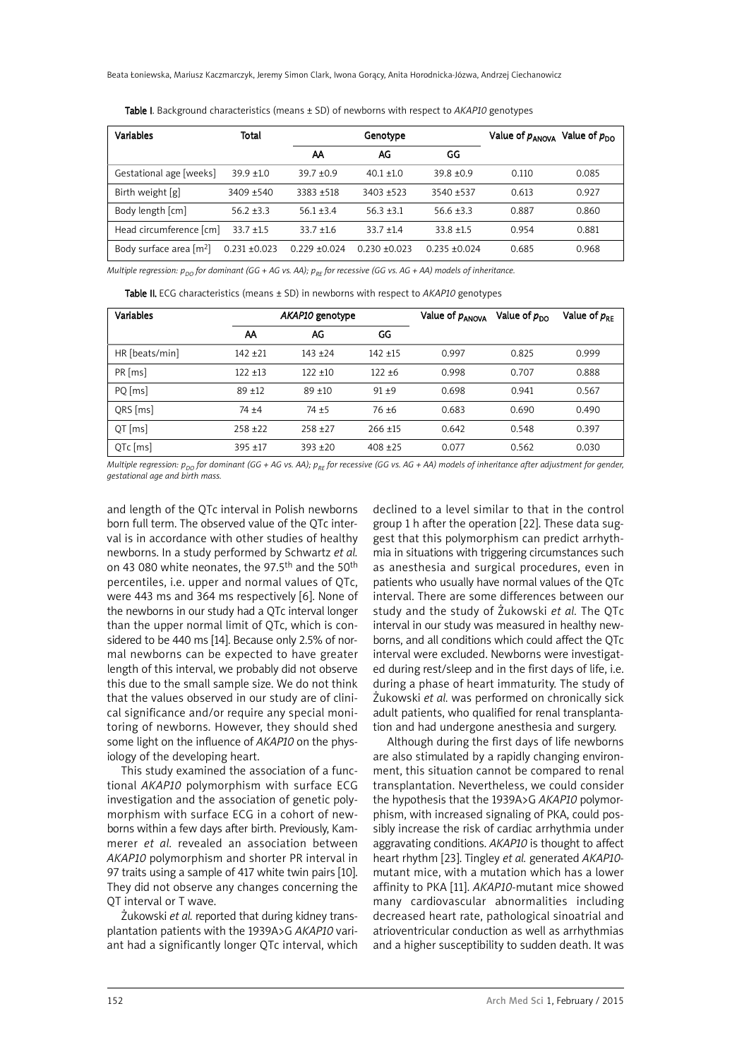Table I. Background characteristics (means ± SD) of newborns with respect to *AKAP10* genotypes

| Variables | Total | Genotype | | | Value of $p_{ANOVA}$ | Value of $p_{DO}$ |
|---|---|---|---|---|---|---|
| | | AA | AG | GG | | |
| Gestational age [weeks] | 39.9 ±1.0 | 39.7 ±0.9 | 40.1 ±1.0 | 39.8 ±0.9 | 0.110 | 0.085 |
| Birth weight [g] | 3409 ±540 | 3383 ±518 | 3403 ±523 | 3540 ±537 | 0.613 | 0.927 |
| Body length [cm] | 56.2 ±3.3 | 56.1 ±3.4 | 56.3 ±3.1 | 56.6 ±3.3 | 0.887 | 0.860 |
| Head circumference [cm] | 33.7 ±1.5 | 33.7 ±1.6 | 33.7 ±1.4 | 33.8 ±1.5 | 0.954 | 0.881 |
| Body surface area [m$^2$] | 0.231 ±0.023 | 0.229 ±0.024 | 0.230 ±0.023 | 0.235 ±0.024 | 0.685 | 0.968 |

*Multiple regression: $p_{DO}$ for dominant (GG + AG vs. AA); $p_{RE}$ for recessive (GG vs. AG + AA) models of inheritance.*

Table II. ECG characteristics (means ± SD) in newborns with respect to *AKAP10* genotypes

| Variables | *AKAP10* genotype | | | Value of $p_{ANOVA}$ | Value of $p_{DO}$ | Value of $p_{RE}$ |
|---|---|---|---|---|---|---|
| | AA | AG | GG | | | |
| HR [beats/min] | 142 ±21 | 143 ±24 | 142 ±15 | 0.997 | 0.825 | 0.999 |
| PR [ms] | 122 ±13 | 122 ±10 | 122 ±6 | 0.998 | 0.707 | 0.888 |
| PQ [ms] | 89 ±12 | 89 ±10 | 91 ±9 | 0.698 | 0.941 | 0.567 |
| QRS [ms] | 74 ±4 | 74 ±5 | 76 ±6 | 0.683 | 0.690 | 0.490 |
| QT [ms] | 258 ±22 | 258 ±27 | 266 ±15 | 0.642 | 0.548 | 0.397 |
| QTc [ms] | 395 ±17 | 393 ±20 | 408 ±25 | 0.077 | 0.562 | 0.030 |

*Multiple regression: $p_{DO}$ for dominant (GG + AG vs. AA); $p_{RE}$ for recessive (GG vs. AG + AA) models of inheritance after adjustment for gender, gestational age and birth mass.*

and length of the QTc interval in Polish newborns born full term. The observed value of the QTc interval is in accordance with other studies of healthy newborns. In a study performed by Schwartz *et al.* on 43 080 white neonates, the 97.5$^{th}$ and the 50$^{th}$ percentiles, i.e. upper and normal values of QTc, were 443 ms and 364 ms respectively [6]. None of the newborns in our study had a QTc interval longer than the upper normal limit of QTc, which is considered to be 440 ms [14]. Because only 2.5% of normal newborns can be expected to have greater length of this interval, we probably did not observe this due to the small sample size. We do not think that the values observed in our study are of clinical significance and/or require any special monitoring of newborns. However, they should shed some light on the influence of *AKAP10* on the physiology of the developing heart.

This study examined the association of a functional *AKAP10* polymorphism with surface ECG investigation and the association of genetic polymorphism with surface ECG in a cohort of newborns within a few days after birth. Previously, Kammerer *et al.* revealed an association between *AKAP10* polymorphism and shorter PR interval in 97 traits using a sample of 417 white twin pairs [10]. They did not observe any changes concerning the QT interval or T wave.

Żukowski *et al.* reported that during kidney transplantation patients with the 1939A>G *AKAP10* variant had a significantly longer QTc interval, which declined to a level similar to that in the control group 1 h after the operation [22]. These data suggest that this polymorphism can predict arrhythmia in situations with triggering circumstances such as anesthesia and surgical procedures, even in patients who usually have normal values of the QTc interval. There are some differences between our study and the study of Żukowski *et al.* The QTc interval in our study was measured in healthy newborns, and all conditions which could affect the QTc interval were excluded. Newborns were investigated during rest/sleep and in the first days of life, i.e. during a phase of heart immaturity. The study of Żukowski *et al.* was performed on chronically sick adult patients, who qualified for renal transplantation and had undergone anesthesia and surgery.

Although during the first days of life newborns are also stimulated by a rapidly changing environment, this situation cannot be compared to renal transplantation. Nevertheless, we could consider the hypothesis that the 1939A>G *AKAP10* polymorphism, with increased signaling of PKA, could possibly increase the risk of cardiac arrhythmia under aggravating conditions. *AKAP10* is thought to affect heart rhythm [23]. Tingley *et al.* generated *AKAP10*-mutant mice, with a mutation which has a lower affinity to PKA [11]. *AKAP10*-mutant mice showed many cardiovascular abnormalities including decreased heart rate, pathological sinoatrial and atrioventricular conduction as well as arrhythmias and a higher susceptibility to sudden death. It was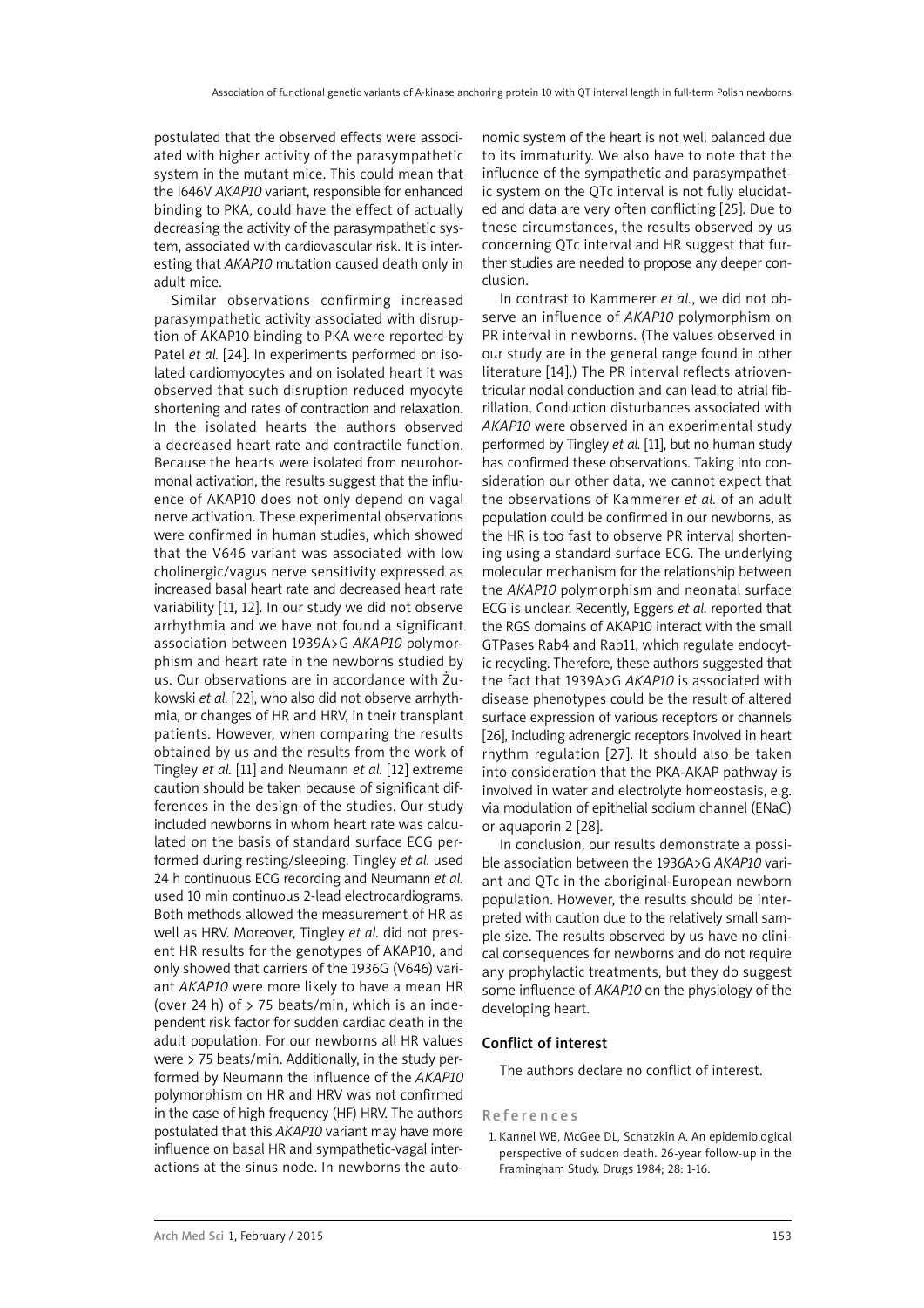postulated that the observed effects were associated with higher activity of the parasympathetic system in the mutant mice. This could mean that the I646V *AKAP10* variant, responsible for enhanced binding to PKA, could have the effect of actually decreasing the activity of the parasympathetic system, associated with cardiovascular risk. It is interesting that *AKAP10* mutation caused death only in adult mice.

Similar observations confirming increased parasympathetic activity associated with disruption of AKAP10 binding to PKA were reported by Patel *et al.* [24]. In experiments performed on isolated cardiomyocytes and on isolated heart it was observed that such disruption reduced myocyte shortening and rates of contraction and relaxation. In the isolated hearts the authors observed a decreased heart rate and contractile function. Because the hearts were isolated from neurohormonal activation, the results suggest that the influence of AKAP10 does not only depend on vagal nerve activation. These experimental observations were confirmed in human studies, which showed that the V646 variant was associated with low cholinergic/vagus nerve sensitivity expressed as increased basal heart rate and decreased heart rate variability [11, 12]. In our study we did not observe arrhythmia and we have not found a significant association between 1939A>G *AKAP10* polymorphism and heart rate in the newborns studied by us. Our observations are in accordance with Żukowski *et al.* [22], who also did not observe arrhythmia, or changes of HR and HRV, in their transplant patients. However, when comparing the results obtained by us and the results from the work of Tingley *et al.* [11] and Neumann *et al.* [12] extreme caution should be taken because of significant differences in the design of the studies. Our study included newborns in whom heart rate was calculated on the basis of standard surface ECG performed during resting/sleeping. Tingley *et al.* used 24 h continuous ECG recording and Neumann *et al.* used 10 min continuous 2-lead electrocardiograms. Both methods allowed the measurement of HR as well as HRV. Moreover, Tingley *et al.* did not present HR results for the genotypes of AKAP10, and only showed that carriers of the 1936G (V646) variant *AKAP10* were more likely to have a mean HR (over 24 h) of > 75 beats/min, which is an independent risk factor for sudden cardiac death in the adult population. For our newborns all HR values were > 75 beats/min. Additionally, in the study performed by Neumann the influence of the *AKAP10* polymorphism on HR and HRV was not confirmed in the case of high frequency (HF) HRV. The authors postulated that this *AKAP10* variant may have more influence on basal HR and sympathetic-vagal interactions at the sinus node. In newborns the autonomic system of the heart is not well balanced due to its immaturity. We also have to note that the influence of the sympathetic and parasympathetic system on the QTc interval is not fully elucidated and data are very often conflicting [25]. Due to these circumstances, the results observed by us concerning QTc interval and HR suggest that further studies are needed to propose any deeper conclusion.

In contrast to Kammerer *et al.*, we did not observe an influence of *AKAP10* polymorphism on PR interval in newborns. (The values observed in our study are in the general range found in other literature [14].) The PR interval reflects atrioventricular nodal conduction and can lead to atrial fibrillation. Conduction disturbances associated with *AKAP10* were observed in an experimental study performed by Tingley *et al.* [11], but no human study has confirmed these observations. Taking into consideration our other data, we cannot expect that the observations of Kammerer *et al.* of an adult population could be confirmed in our newborns, as the HR is too fast to observe PR interval shortening using a standard surface ECG. The underlying molecular mechanism for the relationship between the *AKAP10* polymorphism and neonatal surface ECG is unclear. Recently, Eggers *et al.* reported that the RGS domains of AKAP10 interact with the small GTPases Rab4 and Rab11, which regulate endocytic recycling. Therefore, these authors suggested that the fact that 1939A>G *AKAP10* is associated with disease phenotypes could be the result of altered surface expression of various receptors or channels [26], including adrenergic receptors involved in heart rhythm regulation [27]. It should also be taken into consideration that the PKA-AKAP pathway is involved in water and electrolyte homeostasis, e.g. via modulation of epithelial sodium channel (ENaC) or aquaporin 2 [28].

In conclusion, our results demonstrate a possible association between the 1936A>G *AKAP10* variant and QTc in the aboriginal-European newborn population. However, the results should be interpreted with caution due to the relatively small sample size. The results observed by us have no clinical consequences for newborns and do not require any prophylactic treatments, but they do suggest some influence of *AKAP10* on the physiology of the developing heart.

## Conflict of interest

The authors declare no conflict of interest.

## References

1. Kannel WB, McGee DL, Schatzkin A. An epidemiological perspective of sudden death. 26-year follow-up in the Framingham Study. Drugs 1984; 28: 1-16.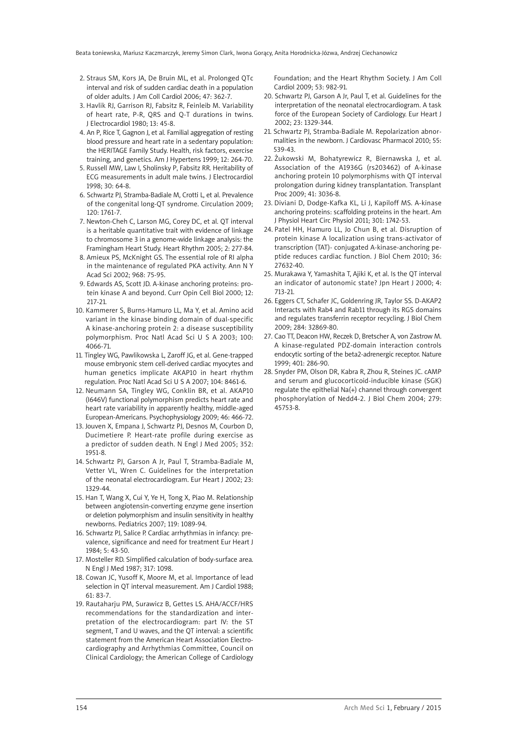2. Straus SM, Kors JA, De Bruin ML, et al. Prolonged QTc interval and risk of sudden cardiac death in a population of older adults. J Am Coll Cardiol 2006; 47: 362-7.
3. Havlik RJ, Garrison RJ, Fabsitz R, Feinleib M. Variability of heart rate, P-R, QRS and Q-T durations in twins. J Electrocardiol 1980; 13: 45-8.
4. An P, Rice T, Gagnon J, et al. Familial aggregation of resting blood pressure and heart rate in a sedentary population: the HERITAGE Family Study. Health, risk factors, exercise training, and genetics. Am J Hypertens 1999; 12: 264-70.
5. Russell MW, Law I, Sholinsky P, Fabsitz RR. Heritability of ECG measurements in adult male twins. J Electrocardiol 1998; 30: 64-8.
6. Schwartz PJ, Stramba-Badiale M, Crotti L, et al. Prevalence of the congenital long-QT syndrome. Circulation 2009; 120: 1761-7.
7. Newton-Cheh C, Larson MG, Corey DC, et al. QT interval is a heritable quantitative trait with evidence of linkage to chromosome 3 in a genome-wide linkage analysis: the Framingham Heart Study. Heart Rhythm 2005; 2: 277-84.
8. Amieux PS, McKnight GS. The essential role of RI alpha in the maintenance of regulated PKA activity. Ann N Y Acad Sci 2002; 968: 75-95.
9. Edwards AS, Scott JD. A-kinase anchoring proteins: protein kinase A and beyond. Curr Opin Cell Biol 2000; 12: 217-21.
10. Kammerer S, Burns-Hamuro LL, Ma Y, et al. Amino acid variant in the kinase binding domain of dual-specific A kinase-anchoring protein 2: a disease susceptibility polymorphism. Proc Natl Acad Sci U S A 2003; 100: 4066-71.
11. Tingley WG, Pawlikowska L, Zaroff JG, et al. Gene-trapped mouse embryonic stem cell-derived cardiac myocytes and human genetics implicate AKAP10 in heart rhythm regulation. Proc Natl Acad Sci U S A 2007; 104: 8461-6.
12. Neumann SA, Tingley WG, Conklin BR, et al. AKAP10 (I646V) functional polymorphism predicts heart rate and heart rate variability in apparently healthy, middle-aged European-Americans. Psychophysiology 2009; 46: 466-72.
13. Jouven X, Empana J, Schwartz PJ, Desnos M, Courbon D, Ducimetiere P. Heart-rate profile during exercise as a predictor of sudden death. N Engl J Med 2005; 352: 1951-8.
14. Schwartz PJ, Garson A Jr, Paul T, Stramba-Badiale M, Vetter VL, Wren C. Guidelines for the interpretation of the neonatal electrocardiogram. Eur Heart J 2002; 23: 1329-44.
15. Han T, Wang X, Cui Y, Ye H, Tong X, Piao M. Relationship between angiotensin-converting enzyme gene insertion or deletion polymorphism and insulin sensitivity in healthy newborns. Pediatrics 2007; 119: 1089-94.
16. Schwartz PJ, Salice P. Cardiac arrhythmias in infancy: prevalence, significance and need for treatment Eur Heart J 1984; 5: 43-50.
17. Mosteller RD. Simplified calculation of body-surface area. N Engl J Med 1987; 317: 1098.
18. Cowan JC, Yusoff K, Moore M, et al. Importance of lead selection in QT interval measurement. Am J Cardiol 1988; 61: 83-7.
19. Rautaharju PM, Surawicz B, Gettes LS. AHA/ACCF/HRS recommendations for the standardization and interpretation of the electrocardiogram: part IV: the ST segment, T and U waves, and the QT interval: a scientific statement from the American Heart Association Electrocardiography and Arrhythmias Committee, Council on Clinical Cardiology; the American College of Cardiology Foundation; and the Heart Rhythm Society. J Am Coll Cardiol 2009; 53: 982-91.
20. Schwartz PJ, Garson A Jr, Paul T, et al. Guidelines for the interpretation of the neonatal electrocardiogram. A task force of the European Society of Cardiology. Eur Heart J 2002; 23: 1329-344.
21. Schwartz PJ, Stramba-Badiale M. Repolarization abnormalities in the newborn. J Cardiovasc Pharmacol 2010; 55: 539-43.
22. Żukowski M, Bohatyrewicz R, Biernawska J, et al. Association of the A1936G (rs203462) of A-kinase anchoring protein 10 polymorphisms with QT interval prolongation during kidney transplantation. Transplant Proc 2009; 41: 3036-8.
23. Diviani D, Dodge-Kafka KL, Li J, Kapiloff MS. A-kinase anchoring proteins: scaffolding proteins in the heart. Am J Physiol Heart Circ Physiol 2011; 301: 1742-53.
24. Patel HH, Hamuro LL, Jo Chun B, et al. Disruption of protein kinase A localization using trans-activator of transcription (TAT)- conjugated A-kinase-anchoring peptide reduces cardiac function. J Biol Chem 2010; 36: 27632-40.
25. Murakawa Y, Yamashita T, Ajiki K, et al. Is the QT interval an indicator of autonomic state? Jpn Heart J 2000; 4: 713-21.
26. Eggers CT, Schafer JC, Goldenring JR, Taylor SS. D-AKAP2 Interacts with Rab4 and Rab11 through its RGS domains and regulates transferrin receptor recycling. J Biol Chem 2009; 284: 32869-80.
27. Cao TT, Deacon HW, Reczek D, Bretscher A, von Zastrow M. A kinase-regulated PDZ-domain interaction controls endocytic sorting of the beta2-adrenergic receptor. Nature 1999; 401: 286-90.
28. Snyder PM, Olson DR, Kabra R, Zhou R, Steines JC. cAMP and serum and glucocorticoid-inducible kinase (SGK) regulate the epithelial Na(+) channel through convergent phosphorylation of Nedd4-2. J Biol Chem 2004; 279: 45753-8.